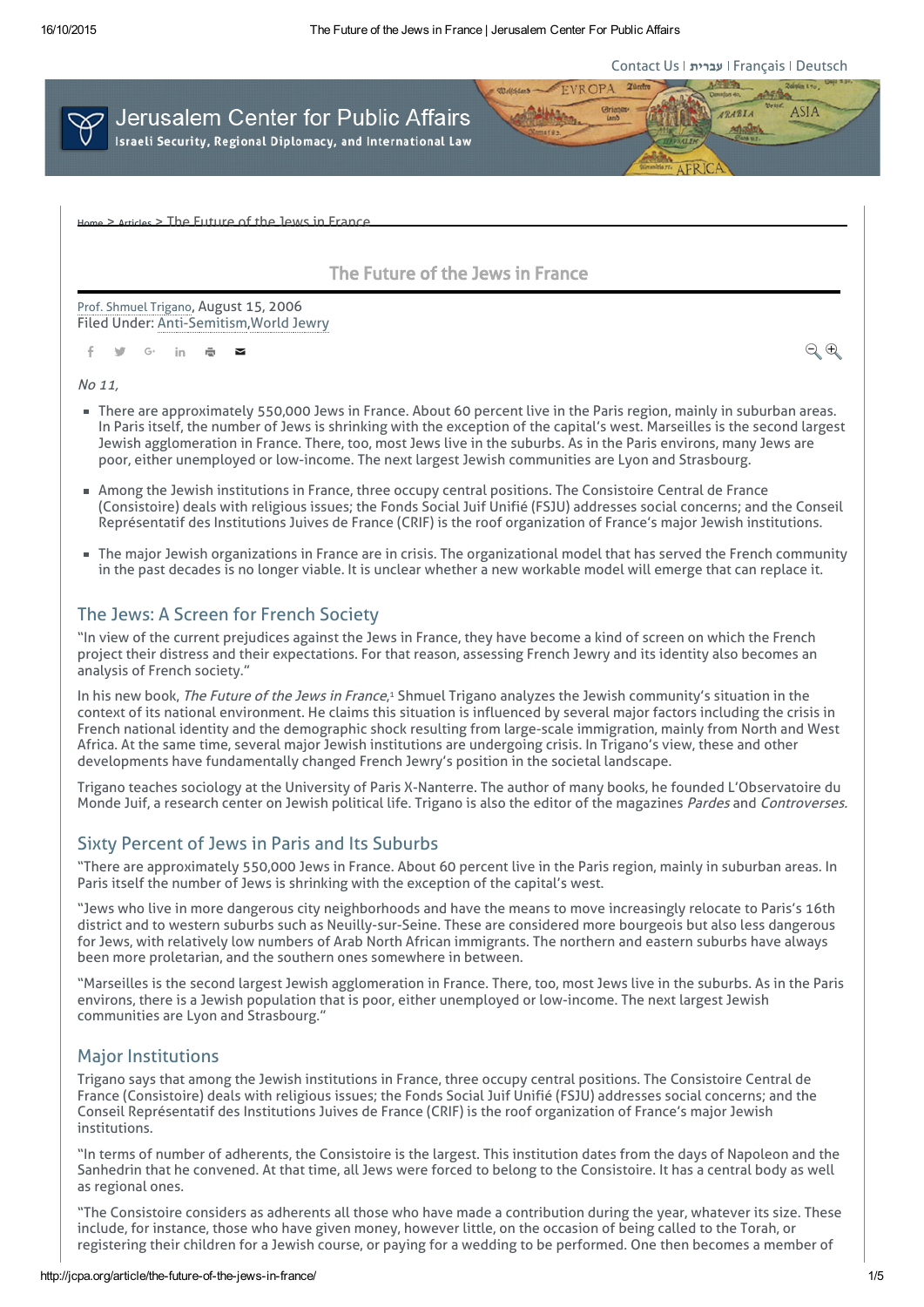Contact Us | עברית | Français | Deutsch

Jerusalem Center for Public Affairs
Israeli Security, Regional Diplomacy, and International Law

Home > Articles > The Future of the Jews in France

# The Future of the Jews in France

Prof. Shmuel Trigano, August 15, 2006
Filed Under: Anti-Semitism, World Jewry

*No 11,*

- There are approximately 550,000 Jews in France. About 60 percent live in the Paris region, mainly in suburban areas. In Paris itself, the number of Jews is shrinking with the exception of the capital's west. Marseilles is the second largest Jewish agglomeration in France. There, too, most Jews live in the suburbs. As in the Paris environs, many Jews are poor, either unemployed or low-income. The next largest Jewish communities are Lyon and Strasbourg.
- Among the Jewish institutions in France, three occupy central positions. The Consistoire Central de France (Consistoire) deals with religious issues; the Fonds Social Juif Unifié (FSJU) addresses social concerns; and the Conseil Réprésentatif des Institutions Juives de France (CRIF) is the roof organization of France's major Jewish institutions.
- The major Jewish organizations in France are in crisis. The organizational model that has served the French community in the past decades is no longer viable. It is unclear whether a new workable model will emerge that can replace it.

## The Jews: A Screen for French Society

"In view of the current prejudices against the Jews in France, they have become a kind of screen on which the French project their distress and their expectations. For that reason, assessing French Jewry and its identity also becomes an analysis of French society."

In his new book, *The Future of the Jews in France*,[1] Shmuel Trigano analyzes the Jewish community's situation in the context of its national environment. He claims this situation is influenced by several major factors including the crisis in French national identity and the demographic shock resulting from large-scale immigration, mainly from North and West Africa. At the same time, several major Jewish institutions are undergoing crisis. In Trigano's view, these and other developments have fundamentally changed French Jewry's position in the societal landscape.

Trigano teaches sociology at the University of Paris X-Nanterre. The author of many books, he founded L'Observatoire du Monde Juif, a research center on Jewish political life. Trigano is also the editor of the magazines *Pardes* and *Controverses*.

## Sixty Percent of Jews in Paris and Its Suburbs

"There are approximately 550,000 Jews in France. About 60 percent live in the Paris region, mainly in suburban areas. In Paris itself the number of Jews is shrinking with the exception of the capital's west.

"Jews who live in more dangerous city neighborhoods and have the means to move increasingly relocate to Paris's 16th district and to western suburbs such as Neuilly-sur-Seine. These are considered more bourgeois but also less dangerous for Jews, with relatively low numbers of Arab North African immigrants. The northern and eastern suburbs have always been more proletarian, and the southern ones somewhere in between.

"Marseilles is the second largest Jewish agglomeration in France. There, too, most Jews live in the suburbs. As in the Paris environs, there is a Jewish population that is poor, either unemployed or low-income. The next largest Jewish communities are Lyon and Strasbourg."

## Major Institutions

Trigano says that among the Jewish institutions in France, three occupy central positions. The Consistoire Central de France (Consistoire) deals with religious issues; the Fonds Social Juif Unifié (FSJU) addresses social concerns; and the Conseil Réprésentatif des Institutions Juives de France (CRIF) is the roof organization of France's major Jewish institutions.

"In terms of number of adherents, the Consistoire is the largest. This institution dates from the days of Napoleon and the Sanhedrin that he convened. At that time, all Jews were forced to belong to the Consistoire. It has a central body as well as regional ones.

"The Consistoire considers as adherents all those who have made a contribution during the year, whatever its size. These include, for instance, those who have given money, however little, on the occasion of being called to the Torah, or registering their children for a Jewish course, or paying for a wedding to be performed. One then becomes a member of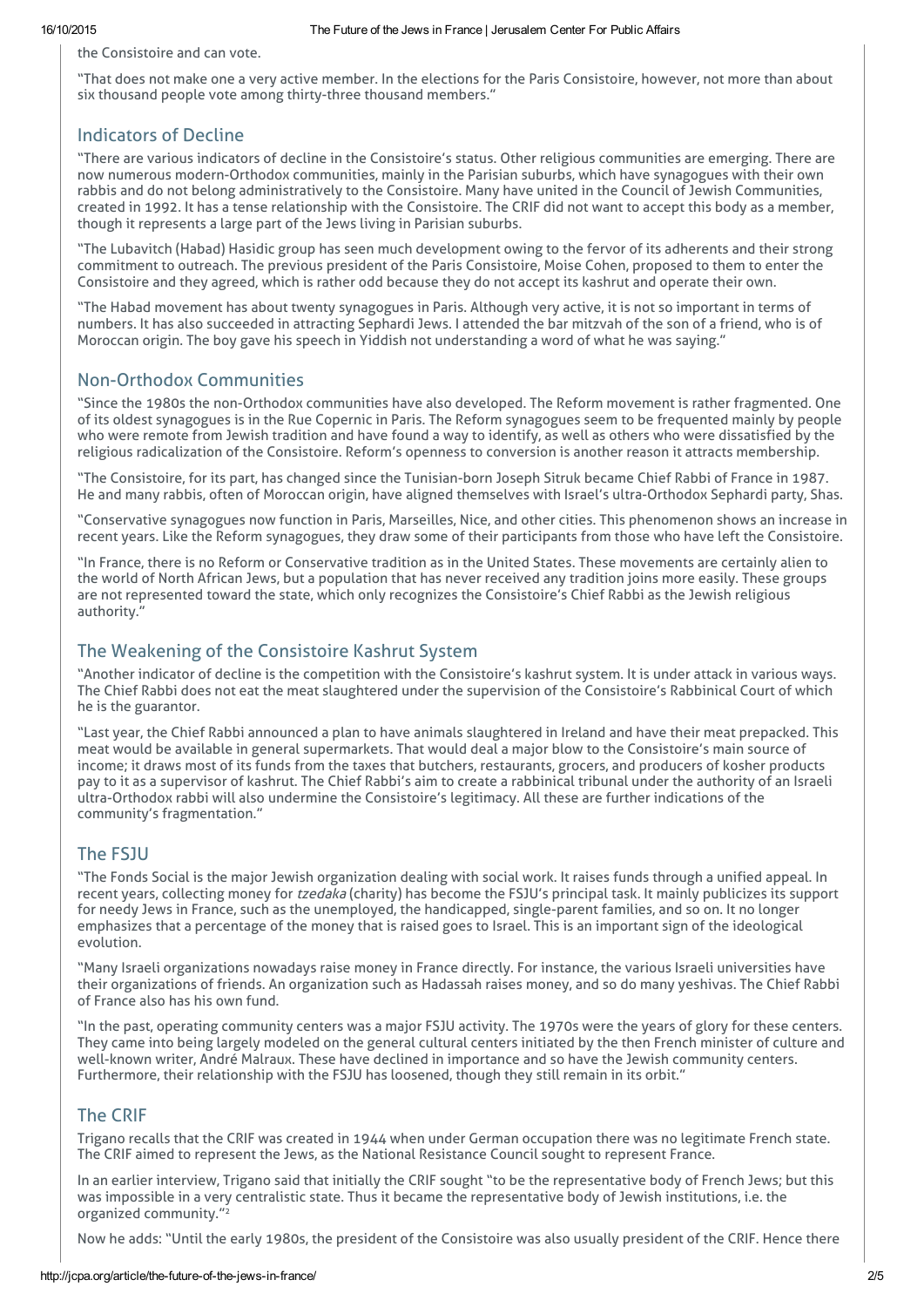the Consistoire and can vote.

"That does not make one a very active member. In the elections for the Paris Consistoire, however, not more than about six thousand people vote among thirty-three thousand members."

## Indicators of Decline

"There are various indicators of decline in the Consistoire's status. Other religious communities are emerging. There are now numerous modern-Orthodox communities, mainly in the Parisian suburbs, which have synagogues with their own rabbis and do not belong administratively to the Consistoire. Many have united in the Council of Jewish Communities, created in 1992. It has a tense relationship with the Consistoire. The CRIF did not want to accept this body as a member, though it represents a large part of the Jews living in Parisian suburbs.

"The Lubavitch (Habad) Hasidic group has seen much development owing to the fervor of its adherents and their strong commitment to outreach. The previous president of the Paris Consistoire, Moise Cohen, proposed to them to enter the Consistoire and they agreed, which is rather odd because they do not accept its kashrut and operate their own.

"The Habad movement has about twenty synagogues in Paris. Although very active, it is not so important in terms of numbers. It has also succeeded in attracting Sephardi Jews. I attended the bar mitzvah of the son of a friend, who is of Moroccan origin. The boy gave his speech in Yiddish not understanding a word of what he was saying."

## Non-Orthodox Communities

"Since the 1980s the non-Orthodox communities have also developed. The Reform movement is rather fragmented. One of its oldest synagogues is in the Rue Copernic in Paris. The Reform synagogues seem to be frequented mainly by people who were remote from Jewish tradition and have found a way to identify, as well as others who were dissatisfied by the religious radicalization of the Consistoire. Reform's openness to conversion is another reason it attracts membership.

"The Consistoire, for its part, has changed since the Tunisian-born Joseph Sitruk became Chief Rabbi of France in 1987. He and many rabbis, often of Moroccan origin, have aligned themselves with Israel's ultra-Orthodox Sephardi party, Shas.

"Conservative synagogues now function in Paris, Marseilles, Nice, and other cities. This phenomenon shows an increase in recent years. Like the Reform synagogues, they draw some of their participants from those who have left the Consistoire.

"In France, there is no Reform or Conservative tradition as in the United States. These movements are certainly alien to the world of North African Jews, but a population that has never received any tradition joins more easily. These groups are not represented toward the state, which only recognizes the Consistoire's Chief Rabbi as the Jewish religious authority."

## The Weakening of the Consistoire Kashrut System

"Another indicator of decline is the competition with the Consistoire's kashrut system. It is under attack in various ways. The Chief Rabbi does not eat the meat slaughtered under the supervision of the Consistoire's Rabbinical Court of which he is the guarantor.

"Last year, the Chief Rabbi announced a plan to have animals slaughtered in Ireland and have their meat prepacked. This meat would be available in general supermarkets. That would deal a major blow to the Consistoire's main source of income; it draws most of its funds from the taxes that butchers, restaurants, grocers, and producers of kosher products pay to it as a supervisor of kashrut. The Chief Rabbi's aim to create a rabbinical tribunal under the authority of an Israeli ultra-Orthodox rabbi will also undermine the Consistoire's legitimacy. All these are further indications of the community's fragmentation."

## The FSJU

"The Fonds Social is the major Jewish organization dealing with social work. It raises funds through a unified appeal. In recent years, collecting money for *tzedaka* (charity) has become the FSJU's principal task. It mainly publicizes its support for needy Jews in France, such as the unemployed, the handicapped, single-parent families, and so on. It no longer emphasizes that a percentage of the money that is raised goes to Israel. This is an important sign of the ideological evolution.

"Many Israeli organizations nowadays raise money in France directly. For instance, the various Israeli universities have their organizations of friends. An organization such as Hadassah raises money, and so do many yeshivas. The Chief Rabbi of France also has his own fund.

"In the past, operating community centers was a major FSJU activity. The 1970s were the years of glory for these centers. They came into being largely modeled on the general cultural centers initiated by the then French minister of culture and well-known writer, André Malraux. These have declined in importance and so have the Jewish community centers. Furthermore, their relationship with the FSJU has loosened, though they still remain in its orbit."

## The CRIF

Trigano recalls that the CRIF was created in 1944 when under German occupation there was no legitimate French state. The CRIF aimed to represent the Jews, as the National Resistance Council sought to represent France.

In an earlier interview, Trigano said that initially the CRIF sought "to be the representative body of French Jews; but this was impossible in a very centralistic state. Thus it became the representative body of Jewish institutions, i.e. the organized community."[2]

Now he adds: "Until the early 1980s, the president of the Consistoire was also usually president of the CRIF. Hence there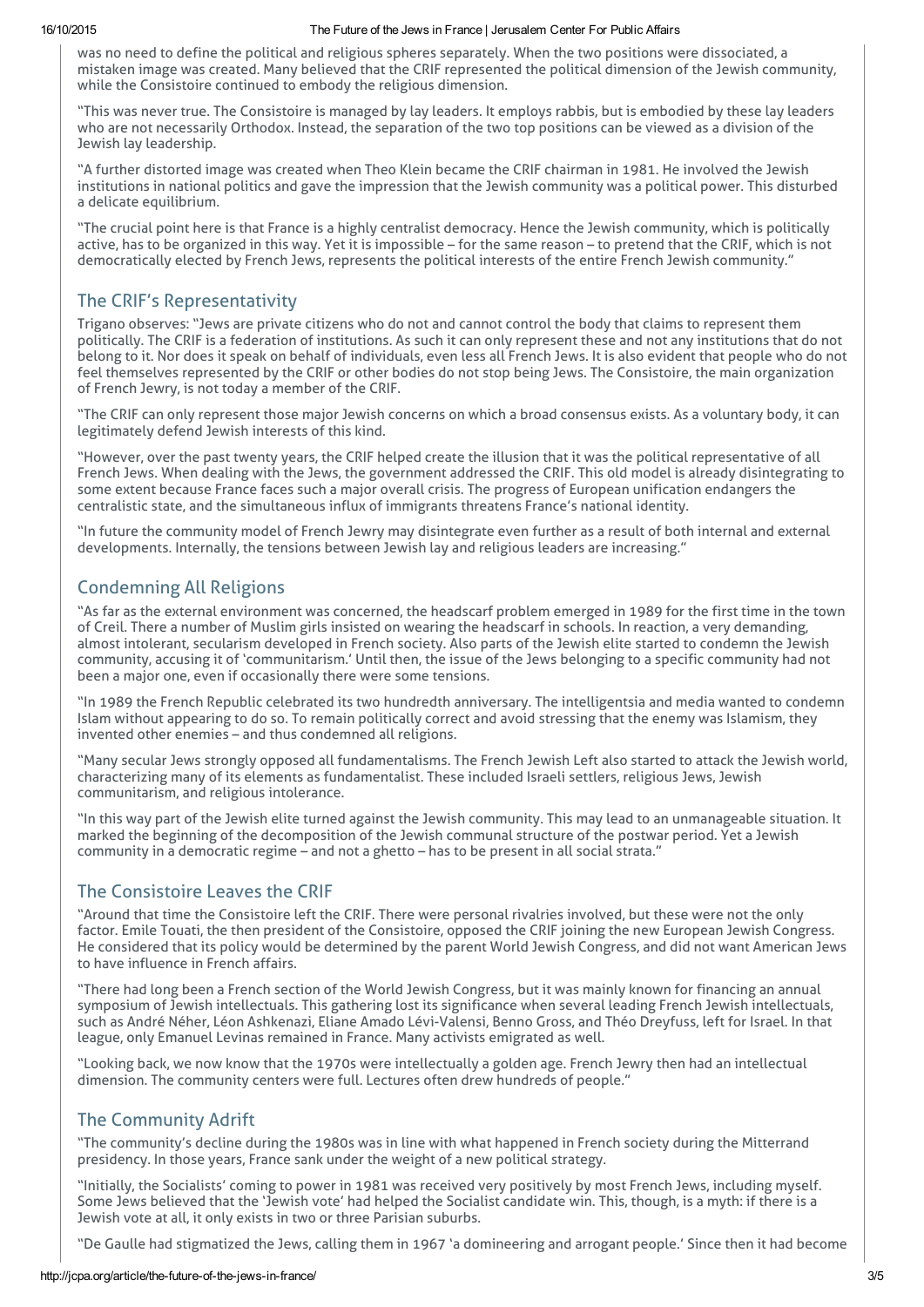was no need to define the political and religious spheres separately. When the two positions were dissociated, a mistaken image was created. Many believed that the CRIF represented the political dimension of the Jewish community, while the Consistoire continued to embody the religious dimension.

"This was never true. The Consistoire is managed by lay leaders. It employs rabbis, but is embodied by these lay leaders who are not necessarily Orthodox. Instead, the separation of the two top positions can be viewed as a division of the Jewish lay leadership.

"A further distorted image was created when Theo Klein became the CRIF chairman in 1981. He involved the Jewish institutions in national politics and gave the impression that the Jewish community was a political power. This disturbed a delicate equilibrium.

"The crucial point here is that France is a highly centralist democracy. Hence the Jewish community, which is politically active, has to be organized in this way. Yet it is impossible – for the same reason – to pretend that the CRIF, which is not democratically elected by French Jews, represents the political interests of the entire French Jewish community."

## The CRIF's Representativity

Trigano observes: "Jews are private citizens who do not and cannot control the body that claims to represent them politically. The CRIF is a federation of institutions. As such it can only represent these and not any institutions that do not belong to it. Nor does it speak on behalf of individuals, even less all French Jews. It is also evident that people who do not feel themselves represented by the CRIF or other bodies do not stop being Jews. The Consistoire, the main organization of French Jewry, is not today a member of the CRIF.

"The CRIF can only represent those major Jewish concerns on which a broad consensus exists. As a voluntary body, it can legitimately defend Jewish interests of this kind.

"However, over the past twenty years, the CRIF helped create the illusion that it was the political representative of all French Jews. When dealing with the Jews, the government addressed the CRIF. This old model is already disintegrating to some extent because France faces such a major overall crisis. The progress of European unification endangers the centralistic state, and the simultaneous influx of immigrants threatens France's national identity.

"In future the community model of French Jewry may disintegrate even further as a result of both internal and external developments. Internally, the tensions between Jewish lay and religious leaders are increasing."

## Condemning All Religions

"As far as the external environment was concerned, the headscarf problem emerged in 1989 for the first time in the town of Creil. There a number of Muslim girls insisted on wearing the headscarf in schools. In reaction, a very demanding, almost intolerant, secularism developed in French society. Also parts of the Jewish elite started to condemn the Jewish community, accusing it of 'communitarism.' Until then, the issue of the Jews belonging to a specific community had not been a major one, even if occasionally there were some tensions.

"In 1989 the French Republic celebrated its two hundredth anniversary. The intelligentsia and media wanted to condemn Islam without appearing to do so. To remain politically correct and avoid stressing that the enemy was Islamism, they invented other enemies – and thus condemned all religions.

"Many secular Jews strongly opposed all fundamentalisms. The French Jewish Left also started to attack the Jewish world, characterizing many of its elements as fundamentalist. These included Israeli settlers, religious Jews, Jewish communitarism, and religious intolerance.

"In this way part of the Jewish elite turned against the Jewish community. This may lead to an unmanageable situation. It marked the beginning of the decomposition of the Jewish communal structure of the postwar period. Yet a Jewish community in a democratic regime – and not a ghetto – has to be present in all social strata."

## The Consistoire Leaves the CRIF

"Around that time the Consistoire left the CRIF. There were personal rivalries involved, but these were not the only factor. Emile Touati, the then president of the Consistoire, opposed the CRIF joining the new European Jewish Congress. He considered that its policy would be determined by the parent World Jewish Congress, and did not want American Jews to have influence in French affairs.

"There had long been a French section of the World Jewish Congress, but it was mainly known for financing an annual symposium of Jewish intellectuals. This gathering lost its significance when several leading French Jewish intellectuals, such as André Néher, Léon Ashkenazi, Eliane Amado Lévi-Valensi, Benno Gross, and Théo Dreyfuss, left for Israel. In that league, only Emanuel Levinas remained in France. Many activists emigrated as well.

"Looking back, we now know that the 1970s were intellectually a golden age. French Jewry then had an intellectual dimension. The community centers were full. Lectures often drew hundreds of people."

## The Community Adrift

"The community's decline during the 1980s was in line with what happened in French society during the Mitterrand presidency. In those years, France sank under the weight of a new political strategy.

"Initially, the Socialists' coming to power in 1981 was received very positively by most French Jews, including myself. Some Jews believed that the 'Jewish vote' had helped the Socialist candidate win. This, though, is a myth: if there is a Jewish vote at all, it only exists in two or three Parisian suburbs.

"De Gaulle had stigmatized the Jews, calling them in 1967 'a domineering and arrogant people.' Since then it had become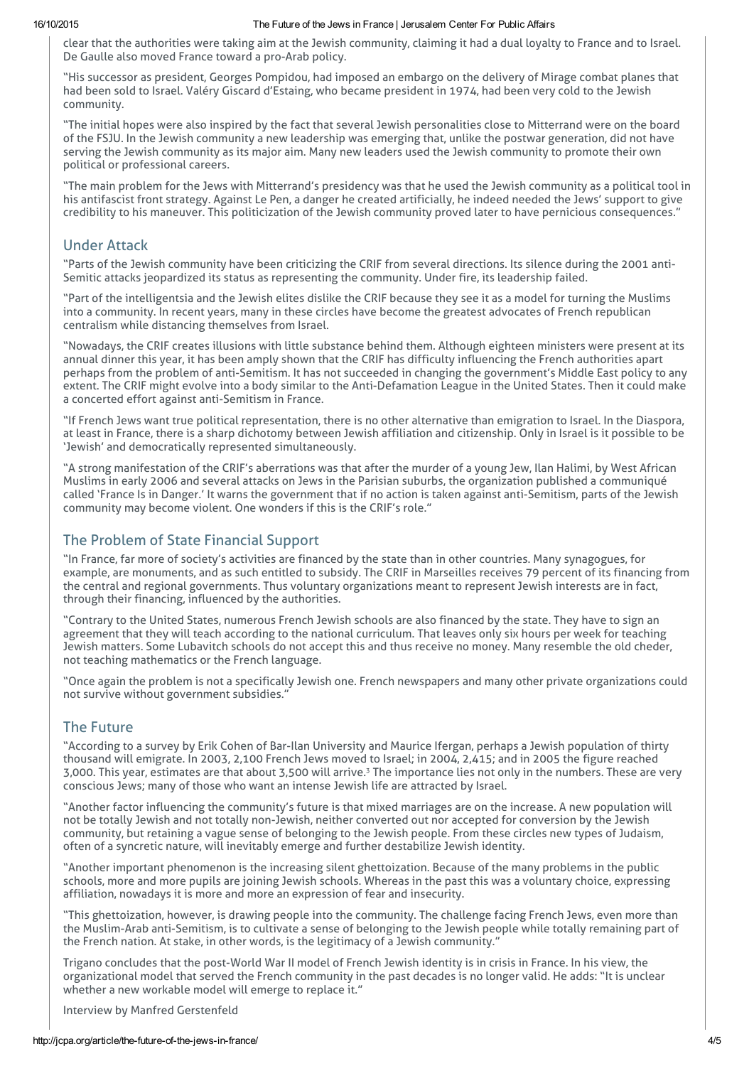clear that the authorities were taking aim at the Jewish community, claiming it had a dual loyalty to France and to Israel. De Gaulle also moved France toward a pro-Arab policy.

"His successor as president, Georges Pompidou, had imposed an embargo on the delivery of Mirage combat planes that had been sold to Israel. Valéry Giscard d'Estaing, who became president in 1974, had been very cold to the Jewish community.

"The initial hopes were also inspired by the fact that several Jewish personalities close to Mitterrand were on the board of the FSJU. In the Jewish community a new leadership was emerging that, unlike the postwar generation, did not have serving the Jewish community as its major aim. Many new leaders used the Jewish community to promote their own political or professional careers.

"The main problem for the Jews with Mitterrand's presidency was that he used the Jewish community as a political tool in his antifascist front strategy. Against Le Pen, a danger he created artificially, he indeed needed the Jews' support to give credibility to his maneuver. This politicization of the Jewish community proved later to have pernicious consequences."

## Under Attack

"Parts of the Jewish community have been criticizing the CRIF from several directions. Its silence during the 2001 anti-Semitic attacks jeopardized its status as representing the community. Under fire, its leadership failed.

"Part of the intelligentsia and the Jewish elites dislike the CRIF because they see it as a model for turning the Muslims into a community. In recent years, many in these circles have become the greatest advocates of French republican centralism while distancing themselves from Israel.

"Nowadays, the CRIF creates illusions with little substance behind them. Although eighteen ministers were present at its annual dinner this year, it has been amply shown that the CRIF has difficulty influencing the French authorities apart perhaps from the problem of anti-Semitism. It has not succeeded in changing the government's Middle East policy to any extent. The CRIF might evolve into a body similar to the Anti-Defamation League in the United States. Then it could make a concerted effort against anti-Semitism in France.

"If French Jews want true political representation, there is no other alternative than emigration to Israel. In the Diaspora, at least in France, there is a sharp dichotomy between Jewish affiliation and citizenship. Only in Israel is it possible to be 'Jewish' and democratically represented simultaneously.

"A strong manifestation of the CRIF's aberrations was that after the murder of a young Jew, Ilan Halimi, by West African Muslims in early 2006 and several attacks on Jews in the Parisian suburbs, the organization published a communiqué called 'France Is in Danger.' It warns the government that if no action is taken against anti-Semitism, parts of the Jewish community may become violent. One wonders if this is the CRIF's role."

## The Problem of State Financial Support

"In France, far more of society's activities are financed by the state than in other countries. Many synagogues, for example, are monuments, and as such entitled to subsidy. The CRIF in Marseilles receives 79 percent of its financing from the central and regional governments. Thus voluntary organizations meant to represent Jewish interests are in fact, through their financing, influenced by the authorities.

"Contrary to the United States, numerous French Jewish schools are also financed by the state. They have to sign an agreement that they will teach according to the national curriculum. That leaves only six hours per week for teaching Jewish matters. Some Lubavitch schools do not accept this and thus receive no money. Many resemble the old cheder, not teaching mathematics or the French language.

"Once again the problem is not a specifically Jewish one. French newspapers and many other private organizations could not survive without government subsidies."

## The Future

"According to a survey by Erik Cohen of Bar-Ilan University and Maurice Ifergan, perhaps a Jewish population of thirty thousand will emigrate. In 2003, 2,100 French Jews moved to Israel; in 2004, 2,415; and in 2005 the figure reached 3,000. This year, estimates are that about 3,500 will arrive.[3] The importance lies not only in the numbers. These are very conscious Jews; many of those who want an intense Jewish life are attracted by Israel.

"Another factor influencing the community's future is that mixed marriages are on the increase. A new population will not be totally Jewish and not totally non-Jewish, neither converted out nor accepted for conversion by the Jewish community, but retaining a vague sense of belonging to the Jewish people. From these circles new types of Judaism, often of a syncretic nature, will inevitably emerge and further destabilize Jewish identity.

"Another important phenomenon is the increasing silent ghettoization. Because of the many problems in the public schools, more and more pupils are joining Jewish schools. Whereas in the past this was a voluntary choice, expressing affiliation, nowadays it is more and more an expression of fear and insecurity.

"This ghettoization, however, is drawing people into the community. The challenge facing French Jews, even more than the Muslim-Arab anti-Semitism, is to cultivate a sense of belonging to the Jewish people while totally remaining part of the French nation. At stake, in other words, is the legitimacy of a Jewish community."

Trigano concludes that the post-World War II model of French Jewish identity is in crisis in France. In his view, the organizational model that served the French community in the past decades is no longer valid. He adds: "It is unclear whether a new workable model will emerge to replace it."

Interview by Manfred Gerstenfeld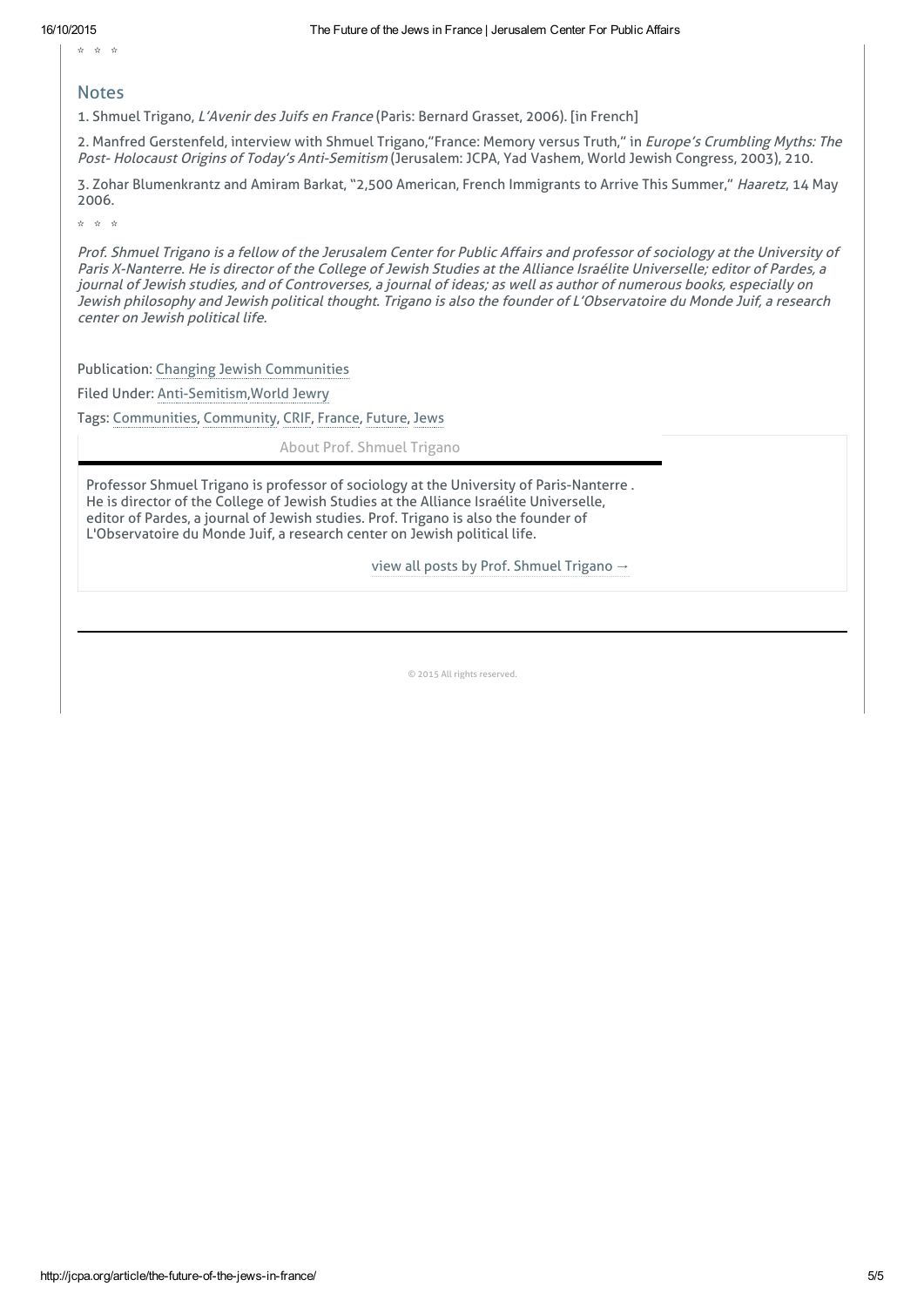\* \* \*

## Notes

1. Shmuel Trigano, *L'Avenir des Juifs en France* (Paris: Bernard Grasset, 2006). [in French]

2. Manfred Gerstenfeld, interview with Shmuel Trigano,"France: Memory versus Truth," in *Europe's Crumbling Myths: The Post- Holocaust Origins of Today's Anti-Semitism* (Jerusalem: JCPA, Yad Vashem, World Jewish Congress, 2003), 210.

3. Zohar Blumenkrantz and Amiram Barkat, "2,500 American, French Immigrants to Arrive This Summer," *Haaretz*, 14 May 2006.

\* \* \*

*Prof. Shmuel Trigano is a fellow of the Jerusalem Center for Public Affairs and professor of sociology at the University of Paris X-Nanterre. He is director of the College of Jewish Studies at the Alliance Israélite Universelle; editor of Pardes, a journal of Jewish studies, and of Controverses, a journal of ideas; as well as author of numerous books, especially on Jewish philosophy and Jewish political thought. Trigano is also the founder of L'Observatoire du Monde Juif, a research center on Jewish political life.*

Publication: Changing Jewish Communities

Filed Under: Anti-Semitism, World Jewry

Tags: Communities, Community, CRIF, France, Future, Jews

### About Prof. Shmuel Trigano

Professor Shmuel Trigano is professor of sociology at the University of Paris-Nanterre . He is director of the College of Jewish Studies at the Alliance Israélite Universelle, editor of Pardes, a journal of Jewish studies. Prof. Trigano is also the founder of L'Observatoire du Monde Juif, a research center on Jewish political life.

view all posts by Prof. Shmuel Trigano →

© 2015 All rights reserved.